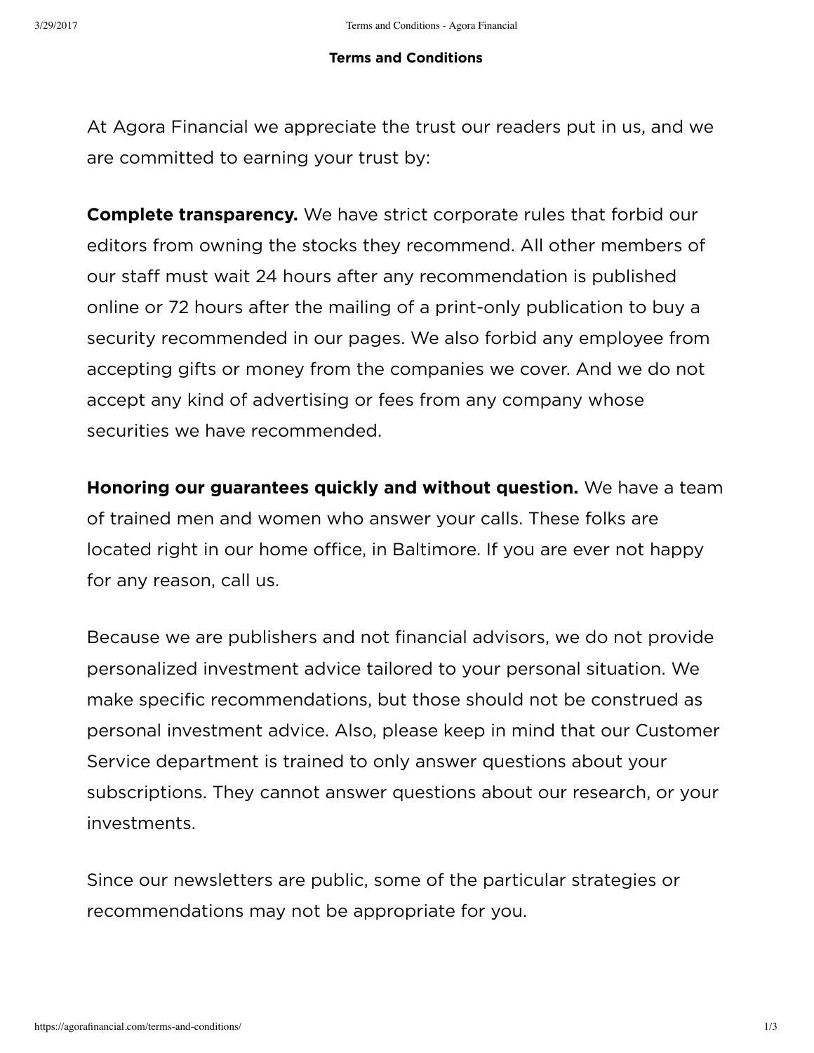**Terms and Conditions**

At Agora Financial we appreciate the trust our readers put in us, and we are committed to earning your trust by:

**Complete transparency.** We have strict corporate rules that forbid our editors from owning the stocks they recommend. All other members of our staff must wait 24 hours after any recommendation is published online or 72 hours after the mailing of a print-only publication to buy a security recommended in our pages. We also forbid any employee from accepting gifts or money from the companies we cover. And we do not accept any kind of advertising or fees from any company whose securities we have recommended.

**Honoring our guarantees quickly and without question.** We have a team of trained men and women who answer your calls. These folks are located right in our home office, in Baltimore. If you are ever not happy for any reason, call us.

Because we are publishers and not financial advisors, we do not provide personalized investment advice tailored to your personal situation. We make specific recommendations, but those should not be construed as personal investment advice. Also, please keep in mind that our Customer Service department is trained to only answer questions about your subscriptions. They cannot answer questions about our research, or your investments.

Since our newsletters are public, some of the particular strategies or recommendations may not be appropriate for you.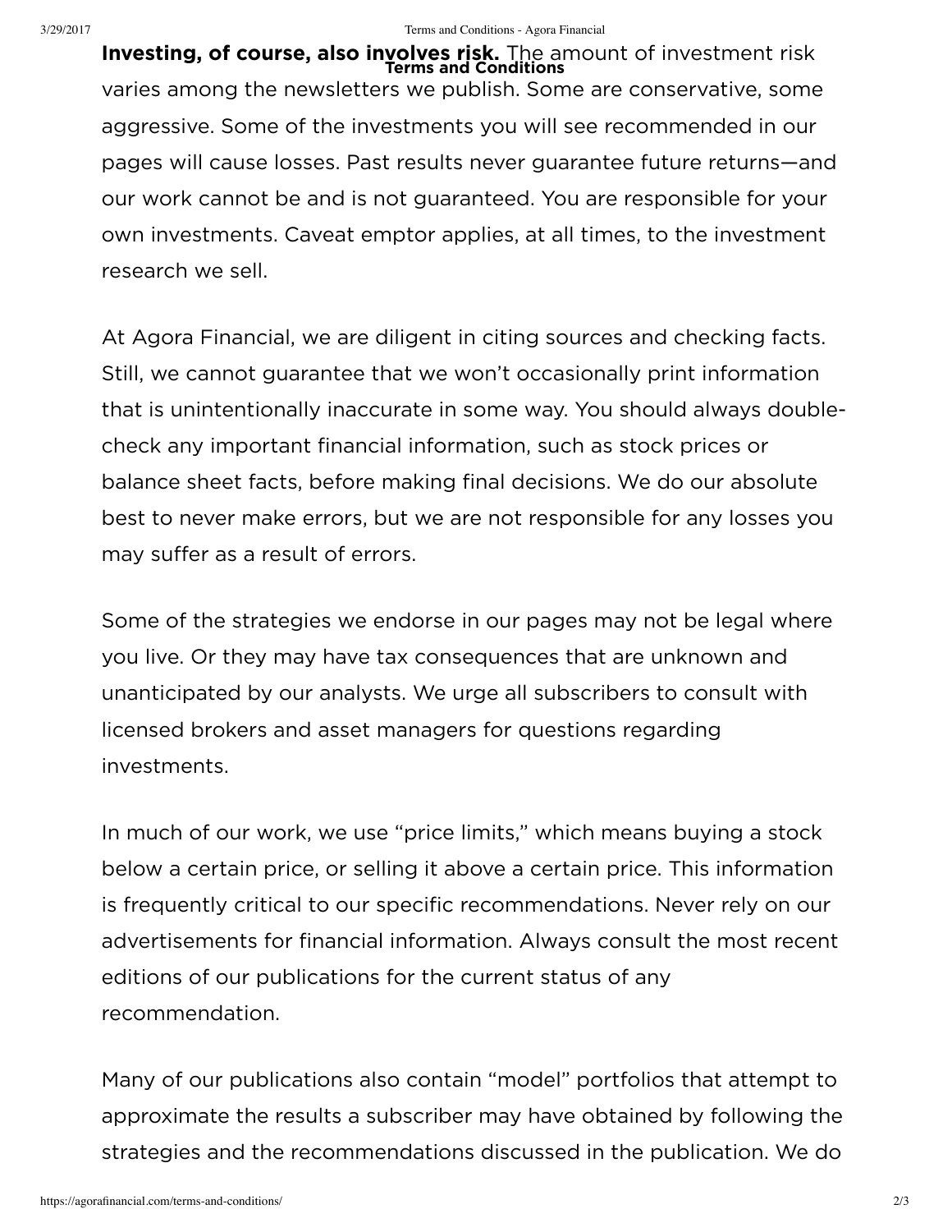**Investing, of course, also involves risk.** The amount of investment risk varies among the newsletters we publish. Some are conservative, some aggressive. Some of the investments you will see recommended in our pages will cause losses. Past results never guarantee future returns—and our work cannot be and is not guaranteed. You are responsible for your own investments. Caveat emptor applies, at all times, to the investment research we sell.

At Agora Financial, we are diligent in citing sources and checking facts. Still, we cannot guarantee that we won't occasionally print information that is unintentionally inaccurate in some way. You should always double-check any important financial information, such as stock prices or balance sheet facts, before making final decisions. We do our absolute best to never make errors, but we are not responsible for any losses you may suffer as a result of errors.

Some of the strategies we endorse in our pages may not be legal where you live. Or they may have tax consequences that are unknown and unanticipated by our analysts. We urge all subscribers to consult with licensed brokers and asset managers for questions regarding investments.

In much of our work, we use "price limits," which means buying a stock below a certain price, or selling it above a certain price. This information is frequently critical to our specific recommendations. Never rely on our advertisements for financial information. Always consult the most recent editions of our publications for the current status of any recommendation.

Many of our publications also contain "model" portfolios that attempt to approximate the results a subscriber may have obtained by following the strategies and the recommendations discussed in the publication. We do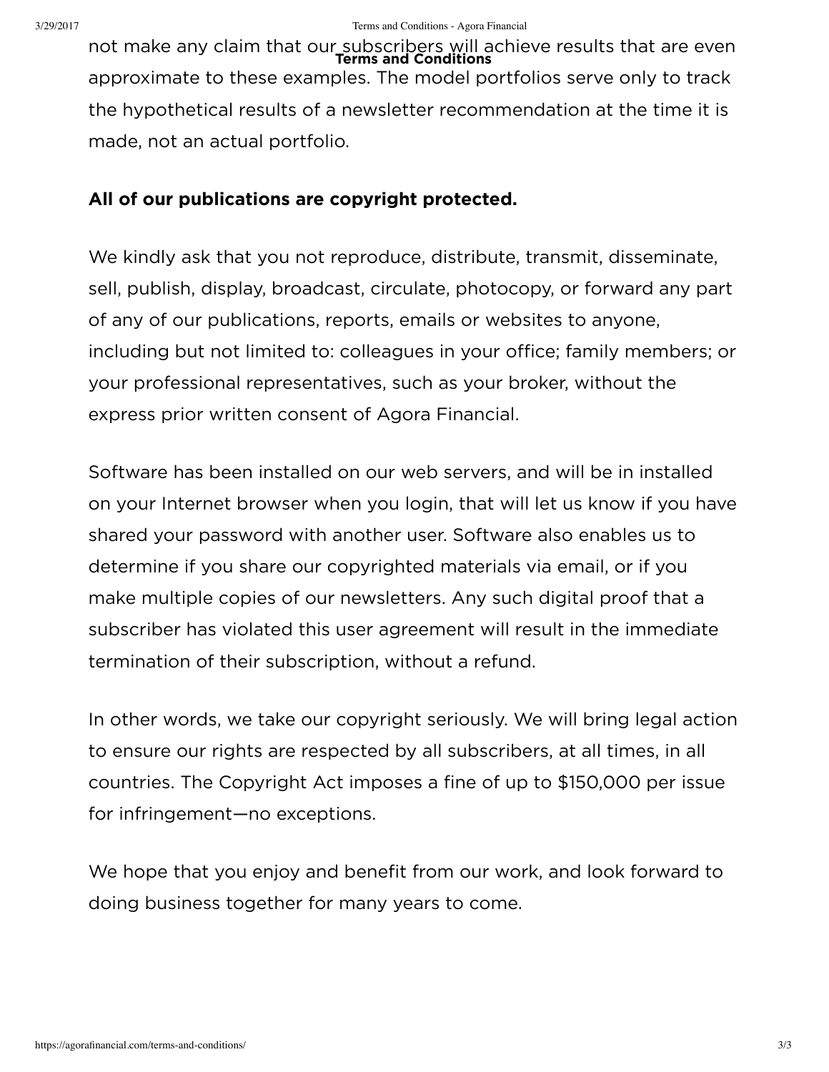not make any claim that our subscribers will achieve results that are even approximate to these examples. The model portfolios serve only to track the hypothetical results of a newsletter recommendation at the time it is made, not an actual portfolio.

**All of our publications are copyright protected.**

We kindly ask that you not reproduce, distribute, transmit, disseminate, sell, publish, display, broadcast, circulate, photocopy, or forward any part of any of our publications, reports, emails or websites to anyone, including but not limited to: colleagues in your office; family members; or your professional representatives, such as your broker, without the express prior written consent of Agora Financial.

Software has been installed on our web servers, and will be in installed on your Internet browser when you login, that will let us know if you have shared your password with another user. Software also enables us to determine if you share our copyrighted materials via email, or if you make multiple copies of our newsletters. Any such digital proof that a subscriber has violated this user agreement will result in the immediate termination of their subscription, without a refund.

In other words, we take our copyright seriously. We will bring legal action to ensure our rights are respected by all subscribers, at all times, in all countries. The Copyright Act imposes a fine of up to $150,000 per issue for infringement—no exceptions.

We hope that you enjoy and benefit from our work, and look forward to doing business together for many years to come.